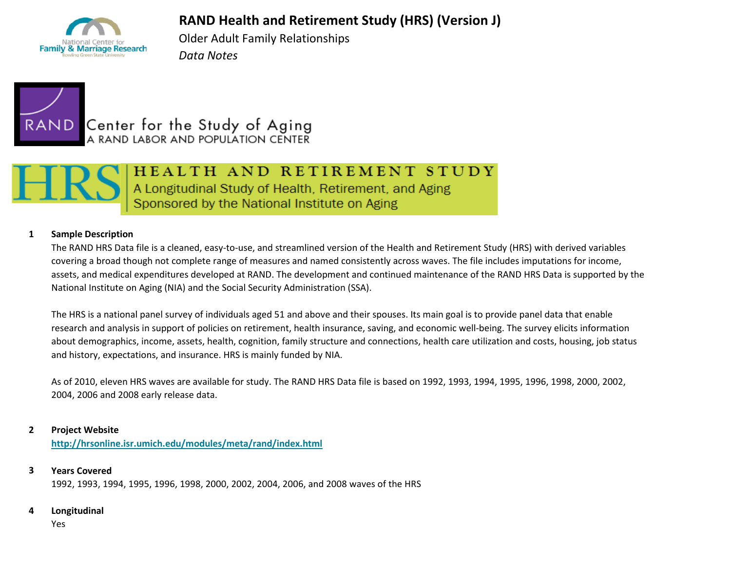# RAND Health and Retirement Study (HRS) (Version J)

Older Adult Family Relationships

*Data Notes*

Center for the Study of Aging
A RAND LABOR AND POPULATION CENTER

HEALTH AND RETIREMENT STUDY
A Longitudinal Study of Health, Retirement, and Aging
Sponsored by the National Institute on Aging

**1 Sample Description**

The RAND HRS Data file is a cleaned, easy-to-use, and streamlined version of the Health and Retirement Study (HRS) with derived variables covering a broad though not complete range of measures and named consistently across waves. The file includes imputations for income, assets, and medical expenditures developed at RAND. The development and continued maintenance of the RAND HRS Data is supported by the National Institute on Aging (NIA) and the Social Security Administration (SSA).

The HRS is a national panel survey of individuals aged 51 and above and their spouses. Its main goal is to provide panel data that enable research and analysis in support of policies on retirement, health insurance, saving, and economic well-being. The survey elicits information about demographics, income, assets, health, cognition, family structure and connections, health care utilization and costs, housing, job status and history, expectations, and insurance. HRS is mainly funded by NIA.

As of 2010, eleven HRS waves are available for study. The RAND HRS Data file is based on 1992, 1993, 1994, 1995, 1996, 1998, 2000, 2002, 2004, 2006 and 2008 early release data.

**2 Project Website**

[http://hrsonline.isr.umich.edu/modules/meta/rand/index.html](http://hrsonline.isr.umich.edu/modules/meta/rand/index.html)

**3 Years Covered**

1992, 1993, 1994, 1995, 1996, 1998, 2000, 2002, 2004, 2006, and 2008 waves of the HRS

**4 Longitudinal**

Yes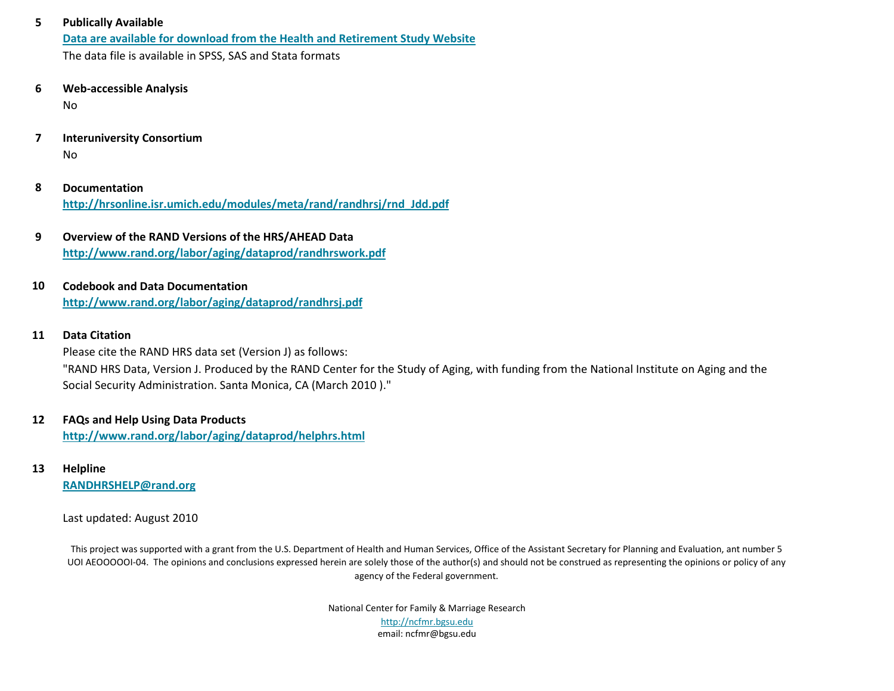**5 Publically Available**

[Data are available for download from the Health and Retirement Study Website]

The data file is available in SPSS, SAS and Stata formats

**6 Web-accessible Analysis**

No

**7 Interuniversity Consortium**

No

**8 Documentation**

http://hrsonline.isr.umich.edu/modules/meta/rand/randhrsj/rnd_Jdd.pdf

**9 Overview of the RAND Versions of the HRS/AHEAD Data**

http://www.rand.org/labor/aging/dataprod/randhrswork.pdf

**10 Codebook and Data Documentation**

http://www.rand.org/labor/aging/dataprod/randhrsj.pdf

**11 Data Citation**

Please cite the RAND HRS data set (Version J) as follows:

"RAND HRS Data, Version J. Produced by the RAND Center for the Study of Aging, with funding from the National Institute on Aging and the Social Security Administration. Santa Monica, CA (March 2010 )."

**12 FAQs and Help Using Data Products**

http://www.rand.org/labor/aging/dataprod/helphrs.html

**13 Helpline**

RANDHRSHELP@rand.org

Last updated: August 2010

This project was supported with a grant from the U.S. Department of Health and Human Services, Office of the Assistant Secretary for Planning and Evaluation, ant number 5 UOI AEOOOOOI-04. The opinions and conclusions expressed herein are solely those of the author(s) and should not be construed as representing the opinions or policy of any agency of the Federal government.

National Center for Family & Marriage Research
http://ncfmr.bgsu.edu
email: ncfmr@bgsu.edu